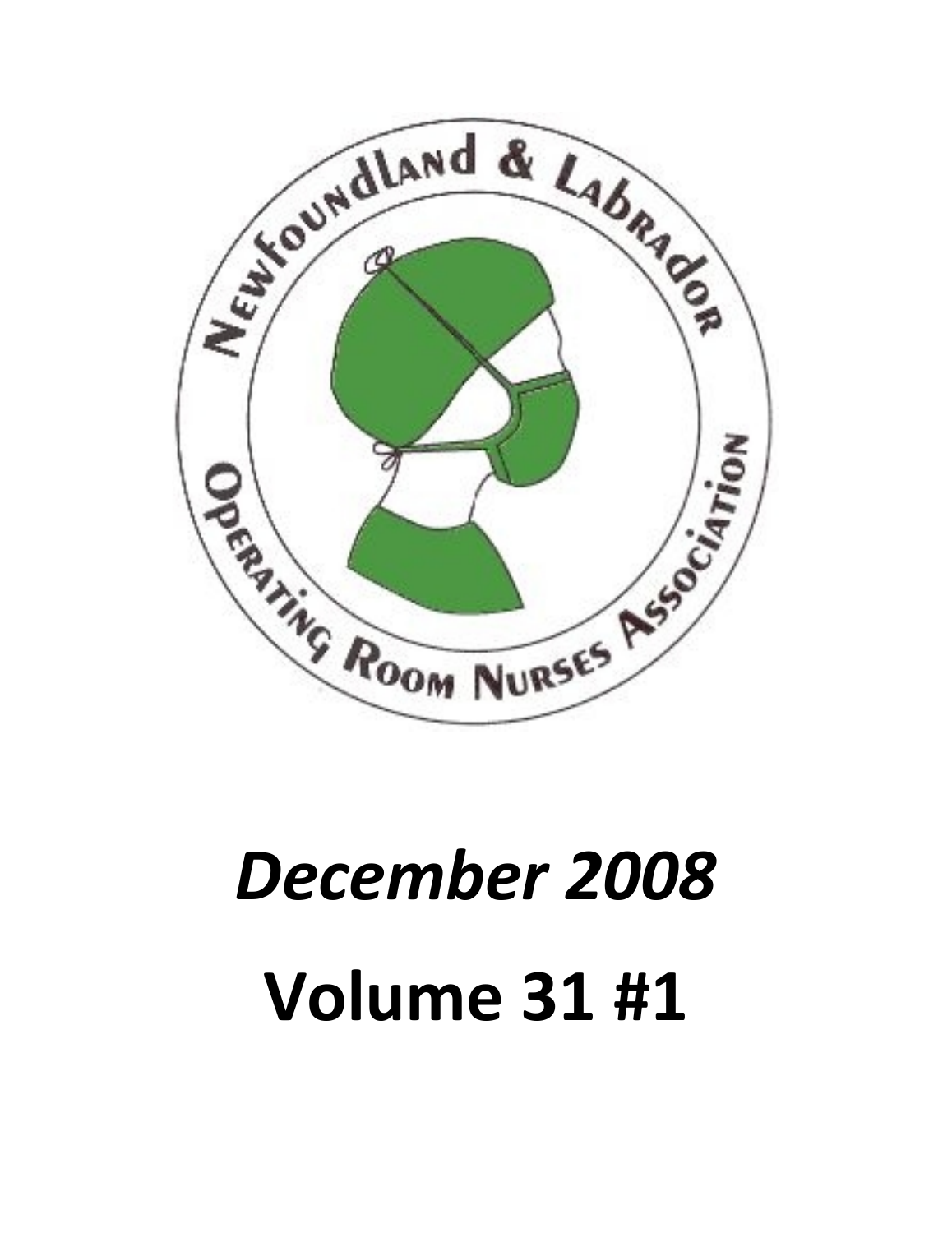Newfoundland & Labrador Operating Room Nurses Association

# *December 2008*

# Volume 31 #1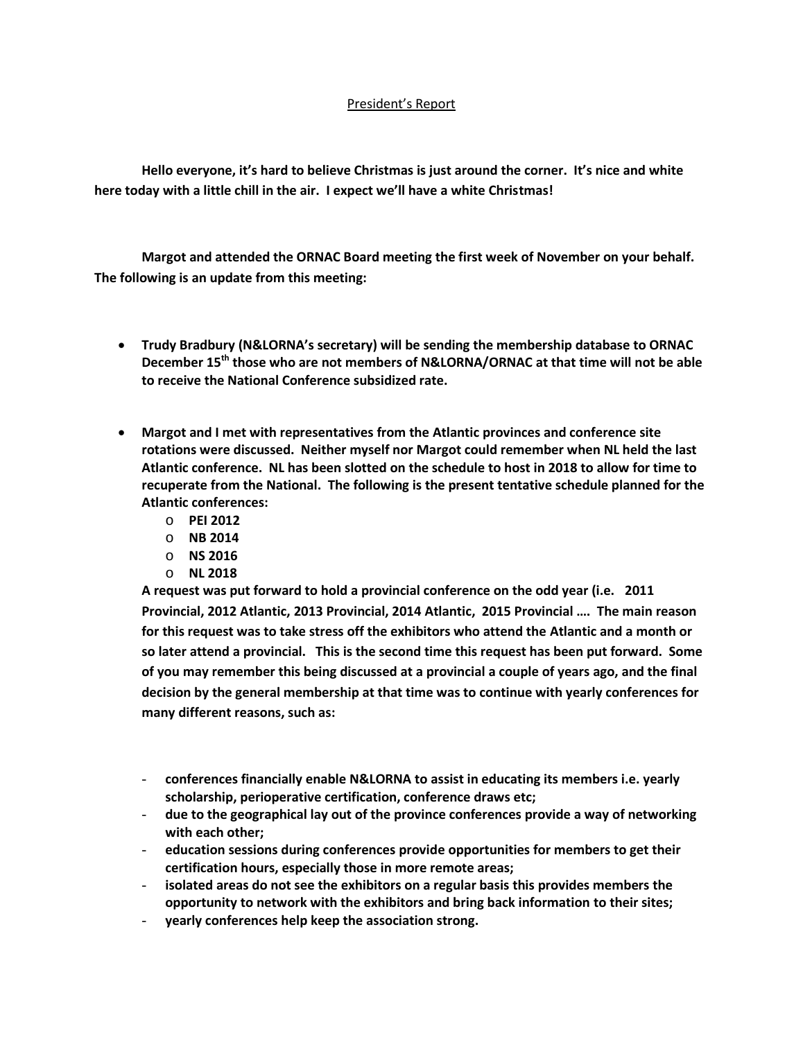<u>President's Report</u>

**Hello everyone, it's hard to believe Christmas is just around the corner. It's nice and white here today with a little chill in the air. I expect we'll have a white Christmas!**

**Margot and attended the ORNAC Board meeting the first week of November on your behalf. The following is an update from this meeting:**

- **Trudy Bradbury (N&LORNA's secretary) will be sending the membership database to ORNAC December 15th those who are not members of N&LORNA/ORNAC at that time will not be able to receive the National Conference subsidized rate.**

- **Margot and I met with representatives from the Atlantic provinces and conference site rotations were discussed. Neither myself nor Margot could remember when NL held the last Atlantic conference. NL has been slotted on the schedule to host in 2018 to allow for time to recuperate from the National. The following is the present tentative schedule planned for the Atlantic conferences:**
  - **PEI 2012**
  - **NB 2014**
  - **NS 2016**
  - **NL 2018**

  **A request was put forward to hold a provincial conference on the odd year (i.e. 2011 Provincial, 2012 Atlantic, 2013 Provincial, 2014 Atlantic, 2015 Provincial …. The main reason for this request was to take stress off the exhibitors who attend the Atlantic and a month or so later attend a provincial. This is the second time this request has been put forward. Some of you may remember this being discussed at a provincial a couple of years ago, and the final decision by the general membership at that time was to continue with yearly conferences for many different reasons, such as:**

  - **conferences financially enable N&LORNA to assist in educating its members i.e. yearly scholarship, perioperative certification, conference draws etc;**
  - **due to the geographical lay out of the province conferences provide a way of networking with each other;**
  - **education sessions during conferences provide opportunities for members to get their certification hours, especially those in more remote areas;**
  - **isolated areas do not see the exhibitors on a regular basis this provides members the opportunity to network with the exhibitors and bring back information to their sites;**
  - **yearly conferences help keep the association strong.**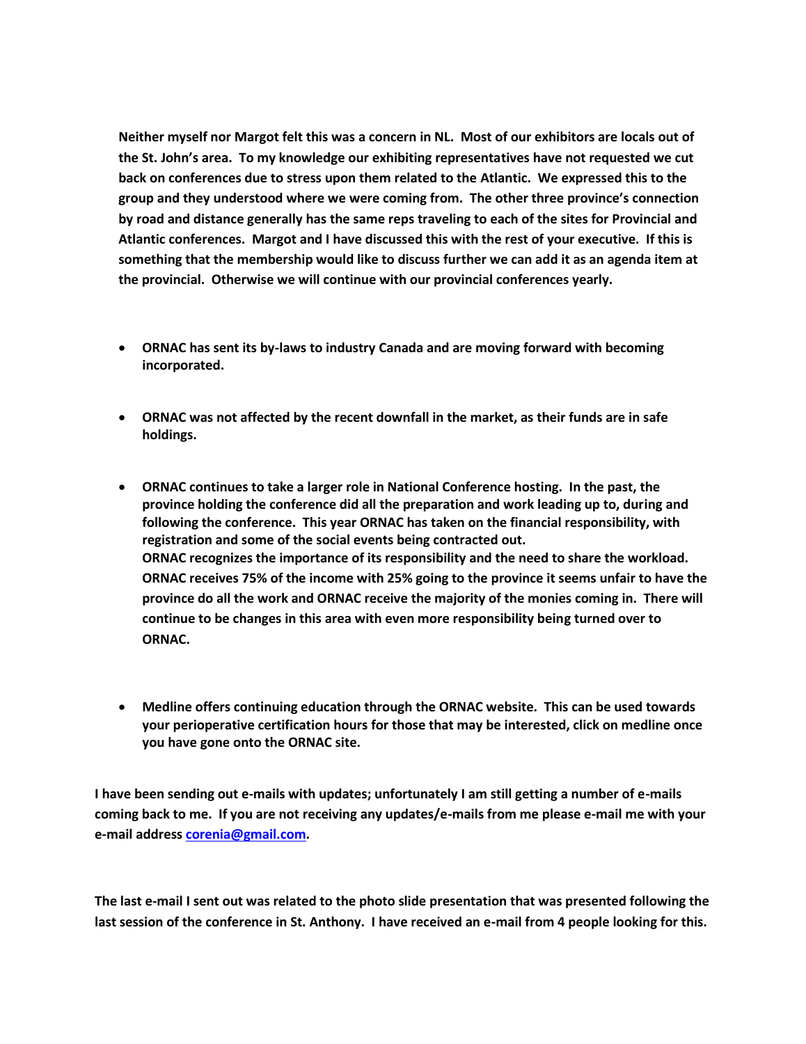**Neither myself nor Margot felt this was a concern in NL. Most of our exhibitors are locals out of the St. John's area. To my knowledge our exhibiting representatives have not requested we cut back on conferences due to stress upon them related to the Atlantic. We expressed this to the group and they understood where we were coming from. The other three province's connection by road and distance generally has the same reps traveling to each of the sites for Provincial and Atlantic conferences. Margot and I have discussed this with the rest of your executive. If this is something that the membership would like to discuss further we can add it as an agenda item at the provincial. Otherwise we will continue with our provincial conferences yearly.**

- **ORNAC has sent its by-laws to industry Canada and are moving forward with becoming incorporated.**

- **ORNAC was not affected by the recent downfall in the market, as their funds are in safe holdings.**

- **ORNAC continues to take a larger role in National Conference hosting. In the past, the province holding the conference did all the preparation and work leading up to, during and following the conference. This year ORNAC has taken on the financial responsibility, with registration and some of the social events being contracted out.**
  **ORNAC recognizes the importance of its responsibility and the need to share the workload. ORNAC receives 75% of the income with 25% going to the province it seems unfair to have the province do all the work and ORNAC receive the majority of the monies coming in. There will continue to be changes in this area with even more responsibility being turned over to ORNAC.**

- **Medline offers continuing education through the ORNAC website. This can be used towards your perioperative certification hours for those that may be interested, click on medline once you have gone onto the ORNAC site.**

**I have been sending out e-mails with updates; unfortunately I am still getting a number of e-mails coming back to me. If you are not receiving any updates/e-mails from me please e-mail me with your e-mail address [corenia@gmail.com](mailto:corenia@gmail.com).**

**The last e-mail I sent out was related to the photo slide presentation that was presented following the last session of the conference in St. Anthony. I have received an e-mail from 4 people looking for this.**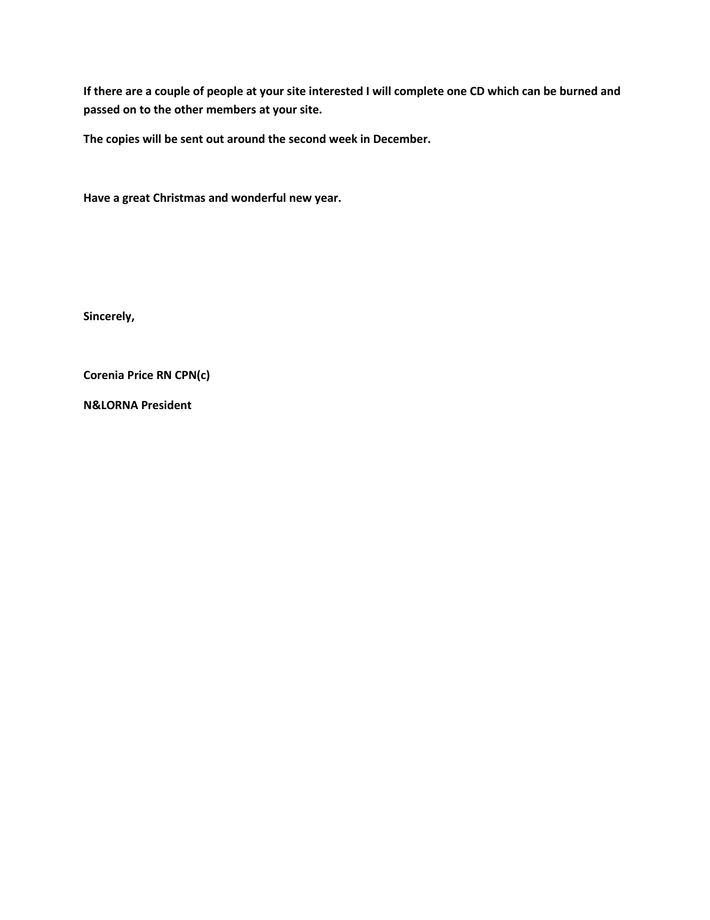**If there are a couple of people at your site interested I will complete one CD which can be burned and passed on to the other members at your site.**

**The copies will be sent out around the second week in December.**

**Have a great Christmas and wonderful new year.**

**Sincerely,**

**Corenia Price RN CPN(c)**

**N&LORNA President**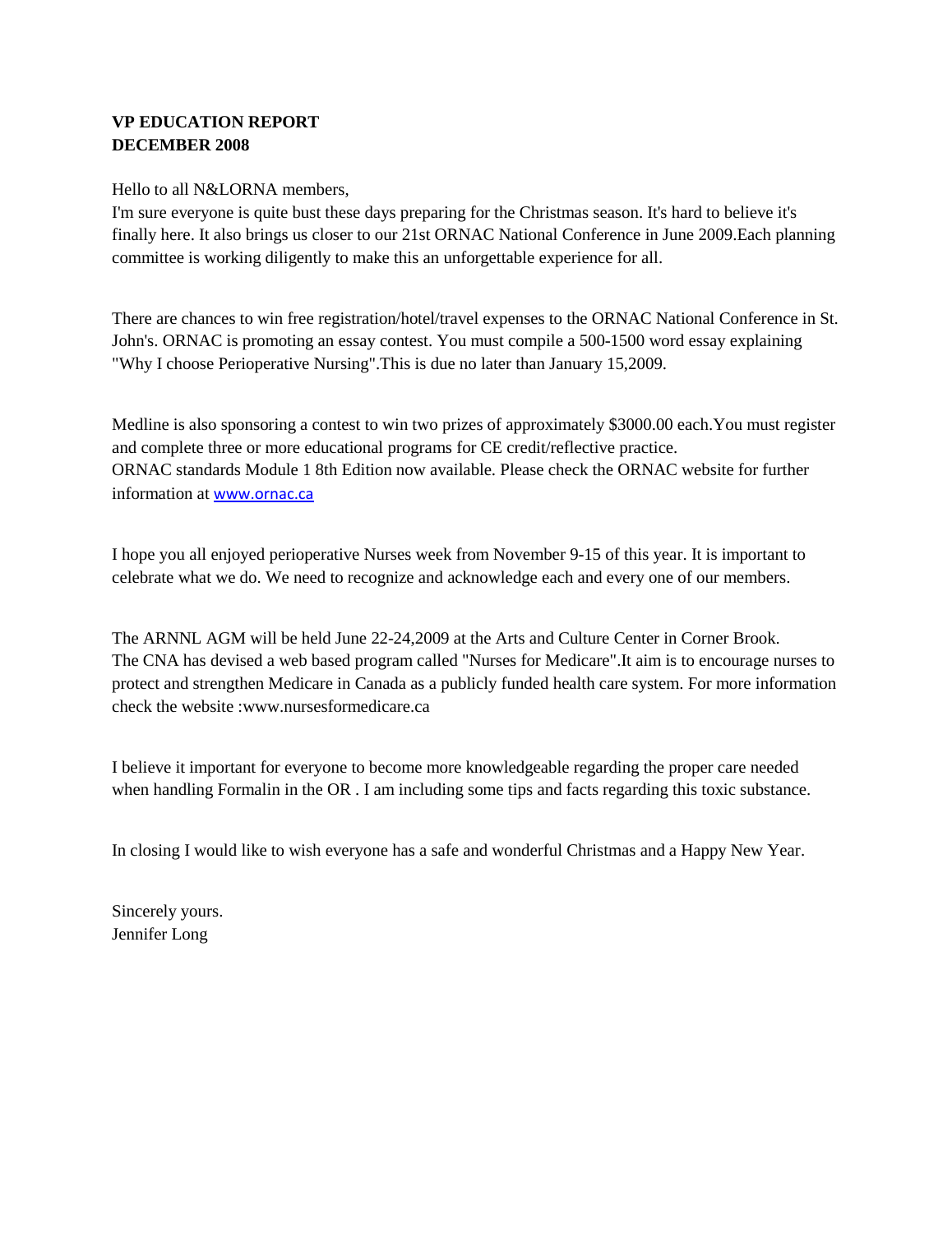**VP EDUCATION REPORT**
**DECEMBER 2008**

Hello to all N&LORNA members,
I'm sure everyone is quite bust these days preparing for the Christmas season. It's hard to believe it's finally here. It also brings us closer to our 21st ORNAC National Conference in June 2009.Each planning committee is working diligently to make this an unforgettable experience for all.

There are chances to win free registration/hotel/travel expenses to the ORNAC National Conference in St. John's. ORNAC is promoting an essay contest. You must compile a 500-1500 word essay explaining "Why I choose Perioperative Nursing".This is due no later than January 15,2009.

Medline is also sponsoring a contest to win two prizes of approximately $3000.00 each.You must register and complete three or more educational programs for CE credit/reflective practice.
ORNAC standards Module 1 8th Edition now available. Please check the ORNAC website for further information at www.ornac.ca

I hope you all enjoyed perioperative Nurses week from November 9-15 of this year. It is important to celebrate what we do. We need to recognize and acknowledge each and every one of our members.

The ARNNL AGM will be held June 22-24,2009 at the Arts and Culture Center in Corner Brook.
The CNA has devised a web based program called "Nurses for Medicare".It aim is to encourage nurses to protect and strengthen Medicare in Canada as a publicly funded health care system. For more information check the website :www.nursesformedicare.ca

I believe it important for everyone to become more knowledgeable regarding the proper care needed when handling Formalin in the OR . I am including some tips and facts regarding this toxic substance.

In closing I would like to wish everyone has a safe and wonderful Christmas and a Happy New Year.

Sincerely yours.
Jennifer Long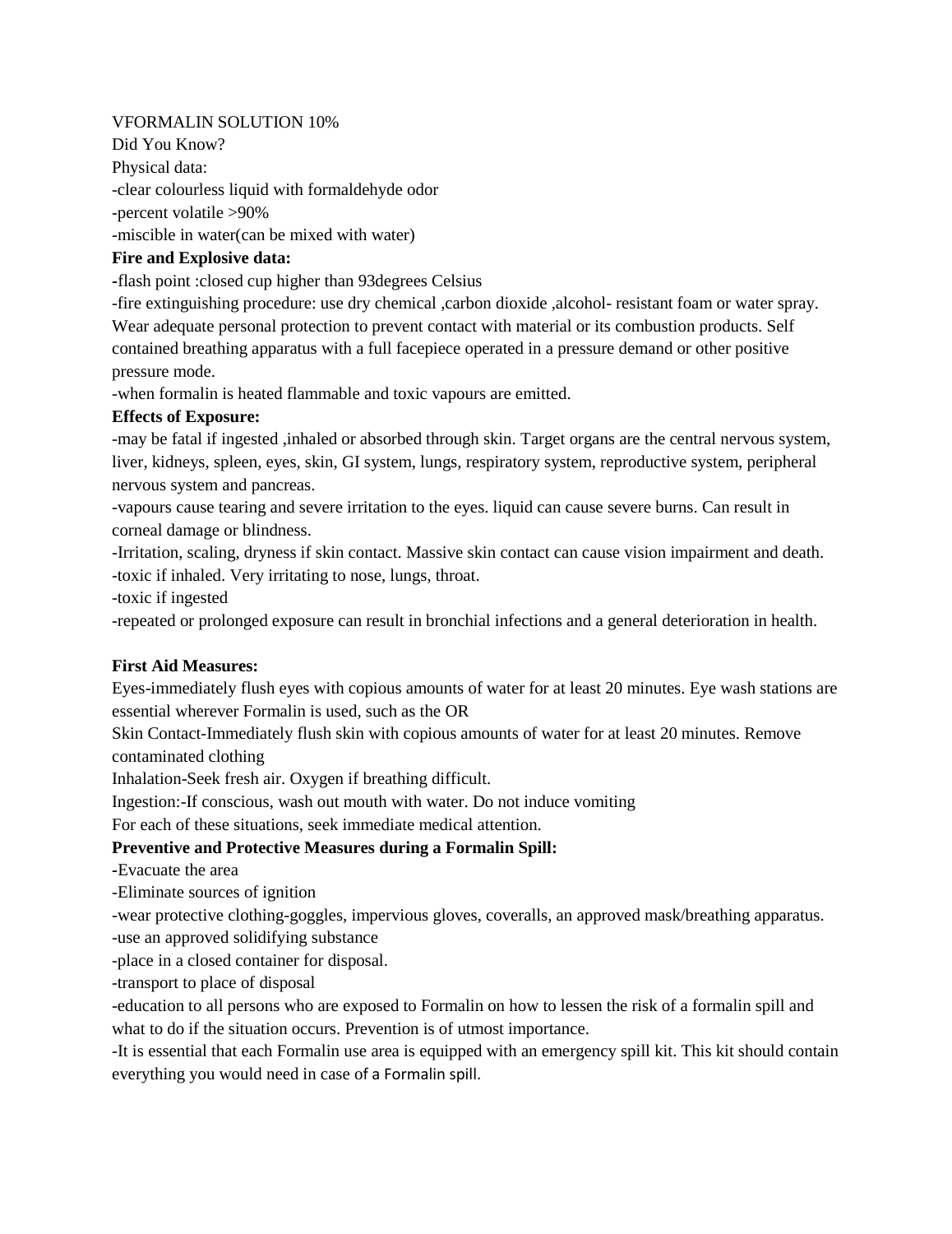VFORMALIN SOLUTION 10%

Did You Know?

Physical data:

-clear colourless liquid with formaldehyde odor

-percent volatile >90%

-miscible in water(can be mixed with water)

**Fire and Explosive data:**

-flash point :closed cup higher than 93degrees Celsius

-fire extinguishing procedure: use dry chemical ,carbon dioxide ,alcohol- resistant foam or water spray. Wear adequate personal protection to prevent contact with material or its combustion products. Self contained breathing apparatus with a full facepiece operated in a pressure demand or other positive pressure mode.

-when formalin is heated flammable and toxic vapours are emitted.

**Effects of Exposure:**

-may be fatal if ingested ,inhaled or absorbed through skin. Target organs are the central nervous system, liver, kidneys, spleen, eyes, skin, GI system, lungs, respiratory system, reproductive system, peripheral nervous system and pancreas.

-vapours cause tearing and severe irritation to the eyes. liquid can cause severe burns. Can result in corneal damage or blindness.

-Irritation, scaling, dryness if skin contact. Massive skin contact can cause vision impairment and death.

-toxic if inhaled. Very irritating to nose, lungs, throat.

-toxic if ingested

-repeated or prolonged exposure can result in bronchial infections and a general deterioration in health.

**First Aid Measures:**

Eyes-immediately flush eyes with copious amounts of water for at least 20 minutes. Eye wash stations are essential wherever Formalin is used, such as the OR

Skin Contact-Immediately flush skin with copious amounts of water for at least 20 minutes. Remove contaminated clothing

Inhalation-Seek fresh air. Oxygen if breathing difficult.

Ingestion:-If conscious, wash out mouth with water. Do not induce vomiting

For each of these situations, seek immediate medical attention.

**Preventive and Protective Measures during a Formalin Spill:**

-Evacuate the area

-Eliminate sources of ignition

-wear protective clothing-goggles, impervious gloves, coveralls, an approved mask/breathing apparatus.

-use an approved solidifying substance

-place in a closed container for disposal.

-transport to place of disposal

-education to all persons who are exposed to Formalin on how to lessen the risk of a formalin spill and what to do if the situation occurs. Prevention is of utmost importance.

-It is essential that each Formalin use area is equipped with an emergency spill kit. This kit should contain everything you would need in case of a Formalin spill.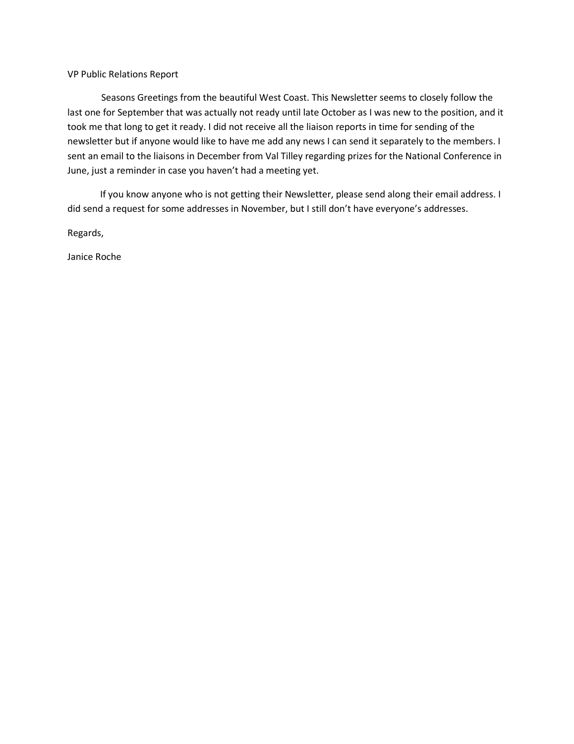VP Public Relations Report

Seasons Greetings from the beautiful West Coast. This Newsletter seems to closely follow the last one for September that was actually not ready until late October as I was new to the position, and it took me that long to get it ready. I did not receive all the liaison reports in time for sending of the newsletter but if anyone would like to have me add any news I can send it separately to the members. I sent an email to the liaisons in December from Val Tilley regarding prizes for the National Conference in June, just a reminder in case you haven't had a meeting yet.

If you know anyone who is not getting their Newsletter, please send along their email address. I did send a request for some addresses in November, but I still don't have everyone's addresses.

Regards,

Janice Roche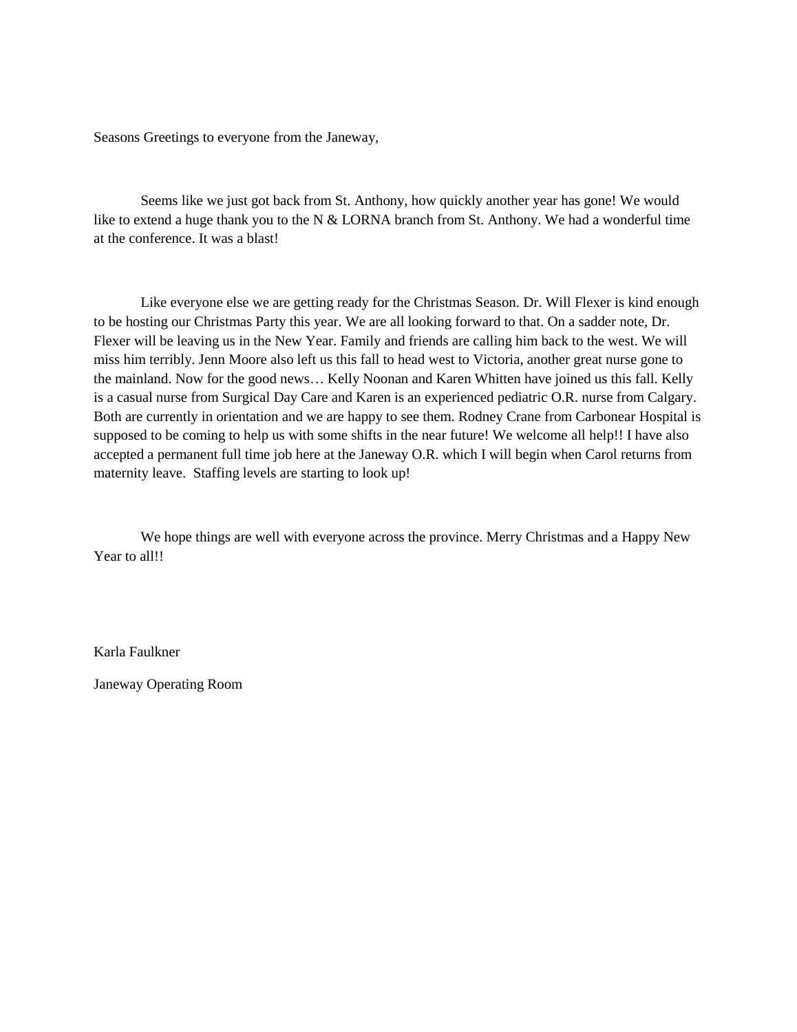Seasons Greetings to everyone from the Janeway,

Seems like we just got back from St. Anthony, how quickly another year has gone! We would like to extend a huge thank you to the N & LORNA branch from St. Anthony. We had a wonderful time at the conference. It was a blast!

Like everyone else we are getting ready for the Christmas Season. Dr. Will Flexer is kind enough to be hosting our Christmas Party this year. We are all looking forward to that. On a sadder note, Dr. Flexer will be leaving us in the New Year. Family and friends are calling him back to the west. We will miss him terribly. Jenn Moore also left us this fall to head west to Victoria, another great nurse gone to the mainland. Now for the good news… Kelly Noonan and Karen Whitten have joined us this fall. Kelly is a casual nurse from Surgical Day Care and Karen is an experienced pediatric O.R. nurse from Calgary. Both are currently in orientation and we are happy to see them. Rodney Crane from Carbonear Hospital is supposed to be coming to help us with some shifts in the near future! We welcome all help!! I have also accepted a permanent full time job here at the Janeway O.R. which I will begin when Carol returns from maternity leave. Staffing levels are starting to look up!

We hope things are well with everyone across the province. Merry Christmas and a Happy New Year to all!!

Karla Faulkner

Janeway Operating Room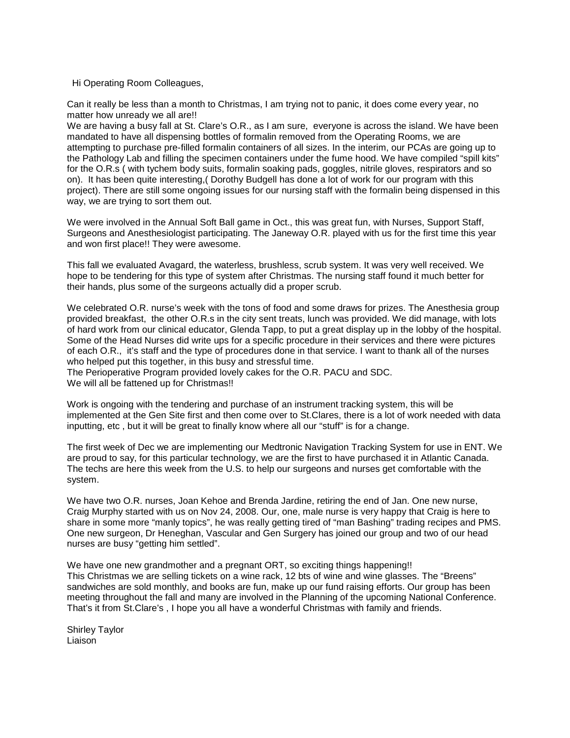Hi Operating Room Colleagues,

Can it really be less than a month to Christmas, I am trying not to panic, it does come every year, no matter how unready we all are!!
We are having a busy fall at St. Clare's O.R., as I am sure, everyone is across the island. We have been mandated to have all dispensing bottles of formalin removed from the Operating Rooms, we are attempting to purchase pre-filled formalin containers of all sizes. In the interim, our PCAs are going up to the Pathology Lab and filling the specimen containers under the fume hood. We have compiled "spill kits" for the O.R.s ( with tychem body suits, formalin soaking pads, goggles, nitrile gloves, respirators and so on). It has been quite interesting,( Dorothy Budgell has done a lot of work for our program with this project). There are still some ongoing issues for our nursing staff with the formalin being dispensed in this way, we are trying to sort them out.

We were involved in the Annual Soft Ball game in Oct., this was great fun, with Nurses, Support Staff, Surgeons and Anesthesiologist participating. The Janeway O.R. played with us for the first time this year and won first place!! They were awesome.

This fall we evaluated Avagard, the waterless, brushless, scrub system. It was very well received. We hope to be tendering for this type of system after Christmas. The nursing staff found it much better for their hands, plus some of the surgeons actually did a proper scrub.

We celebrated O.R. nurse's week with the tons of food and some draws for prizes. The Anesthesia group provided breakfast, the other O.R.s in the city sent treats, lunch was provided. We did manage, with lots of hard work from our clinical educator, Glenda Tapp, to put a great display up in the lobby of the hospital. Some of the Head Nurses did write ups for a specific procedure in their services and there were pictures of each O.R., it's staff and the type of procedures done in that service. I want to thank all of the nurses who helped put this together, in this busy and stressful time.
The Perioperative Program provided lovely cakes for the O.R. PACU and SDC.
We will all be fattened up for Christmas!!

Work is ongoing with the tendering and purchase of an instrument tracking system, this will be implemented at the Gen Site first and then come over to St.Clares, there is a lot of work needed with data inputting, etc , but it will be great to finally know where all our "stuff" is for a change.

The first week of Dec we are implementing our Medtronic Navigation Tracking System for use in ENT. We are proud to say, for this particular technology, we are the first to have purchased it in Atlantic Canada. The techs are here this week from the U.S. to help our surgeons and nurses get comfortable with the system.

We have two O.R. nurses, Joan Kehoe and Brenda Jardine, retiring the end of Jan. One new nurse, Craig Murphy started with us on Nov 24, 2008. Our, one, male nurse is very happy that Craig is here to share in some more "manly topics", he was really getting tired of "man Bashing" trading recipes and PMS. One new surgeon, Dr Heneghan, Vascular and Gen Surgery has joined our group and two of our head nurses are busy "getting him settled".

We have one new grandmother and a pregnant ORT, so exciting things happening!!
This Christmas we are selling tickets on a wine rack, 12 bts of wine and wine glasses. The "Breens" sandwiches are sold monthly, and books are fun, make up our fund raising efforts. Our group has been meeting throughout the fall and many are involved in the Planning of the upcoming National Conference. That's it from St.Clare's , I hope you all have a wonderful Christmas with family and friends.

Shirley Taylor
Liaison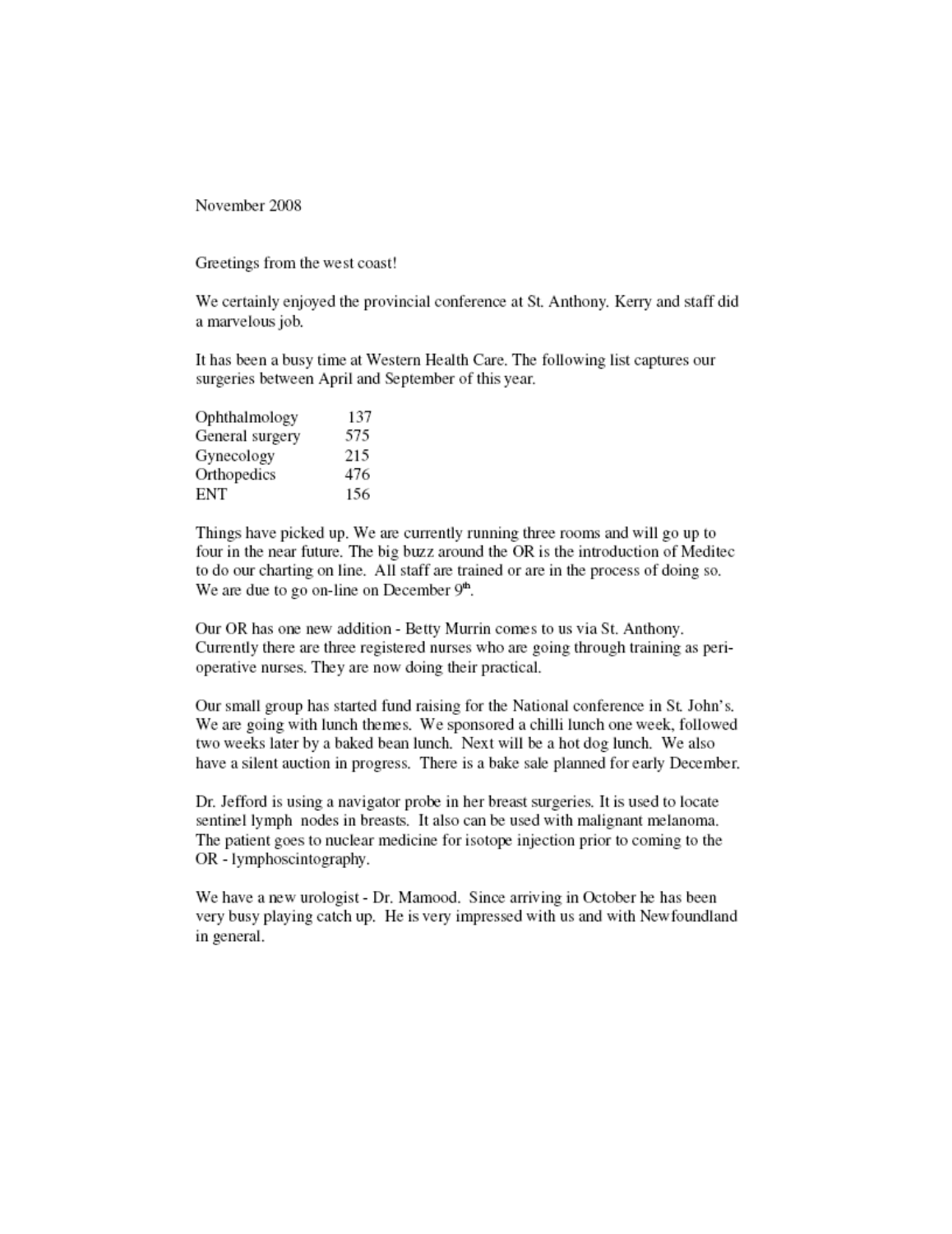November 2008

Greetings from the west coast!

We certainly enjoyed the provincial conference at St. Anthony. Kerry and staff did a marvelous job.

It has been a busy time at Western Health Care. The following list captures our surgeries between April and September of this year.

| | |
|---|---|
| Ophthalmology | 137 |
| General surgery | 575 |
| Gynecology | 215 |
| Orthopedics | 476 |
| ENT | 156 |

Things have picked up. We are currently running three rooms and will go up to four in the near future. The big buzz around the OR is the introduction of Meditec to do our charting on line. All staff are trained or are in the process of doing so. We are due to go on-line on December 9th.

Our OR has one new addition - Betty Murrin comes to us via St. Anthony. Currently there are three registered nurses who are going through training as peri-operative nurses. They are now doing their practical.

Our small group has started fund raising for the National conference in St. John's. We are going with lunch themes. We sponsored a chilli lunch one week, followed two weeks later by a baked bean lunch. Next will be a hot dog lunch. We also have a silent auction in progress. There is a bake sale planned for early December.

Dr. Jefford is using a navigator probe in her breast surgeries. It is used to locate sentinel lymph nodes in breasts. It also can be used with malignant melanoma. The patient goes to nuclear medicine for isotope injection prior to coming to the OR - lymphoscintography.

We have a new urologist - Dr. Mamood. Since arriving in October he has been very busy playing catch up. He is very impressed with us and with Newfoundland in general.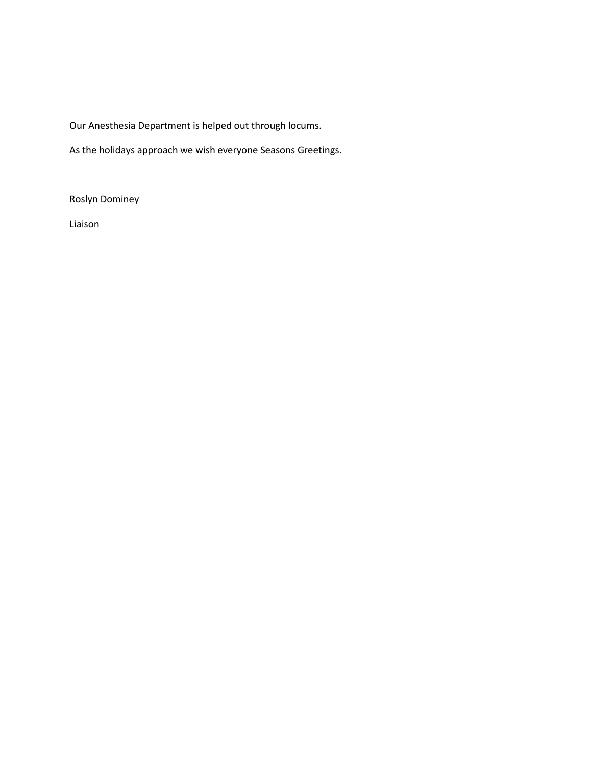Our Anesthesia Department is helped out through locums.

As the holidays approach we wish everyone Seasons Greetings.

Roslyn Dominey

Liaison